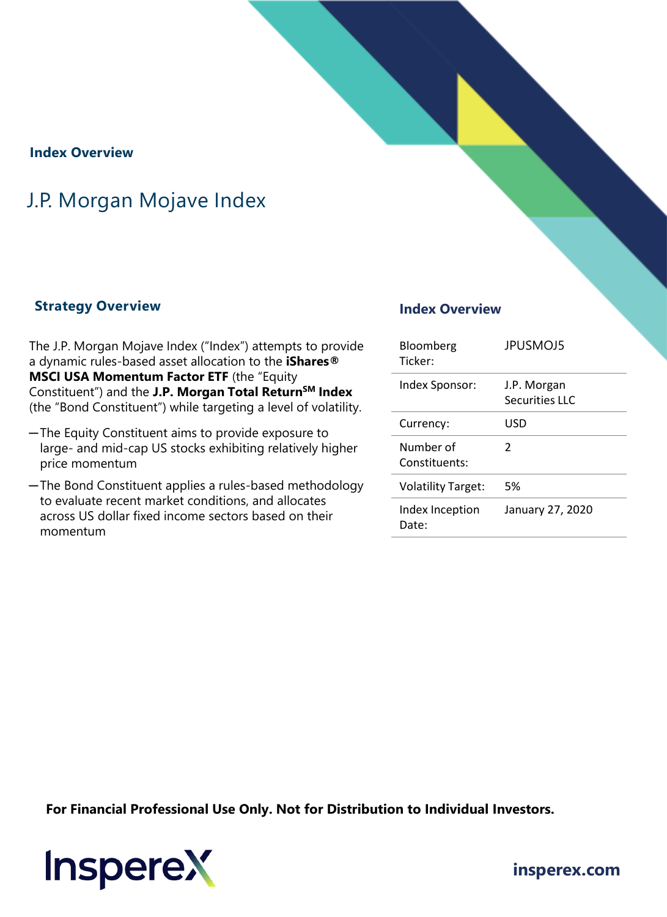## Index Overview

# J.P. Morgan Mojave Index

### Strategy Overview

The J.P. Morgan Mojave Index ("Index") attempts to provide a dynamic rules-based asset allocation to the **iShares® MSCI USA Momentum Factor ETF** (the "Equity Constituent") and the **J.P. Morgan Total Return$^{SM}$ Index** (the "Bond Constituent") while targeting a level of volatility.

- The Equity Constituent aims to provide exposure to large- and mid-cap US stocks exhibiting relatively higher price momentum
- The Bond Constituent applies a rules-based methodology to evaluate recent market conditions, and allocates across US dollar fixed income sectors based on their momentum

### Index Overview

| | |
|---|---|
| Bloomberg Ticker: | JPUSMOJ5 |
| Index Sponsor: | J.P. Morgan Securities LLC |
| Currency: | USD |
| Number of Constituents: | 2 |
| Volatility Target: | 5% |
| Index Inception Date: | January 27, 2020 |

**For Financial Professional Use Only. Not for Distribution to Individual Investors.**

InspereX

**insperex.com**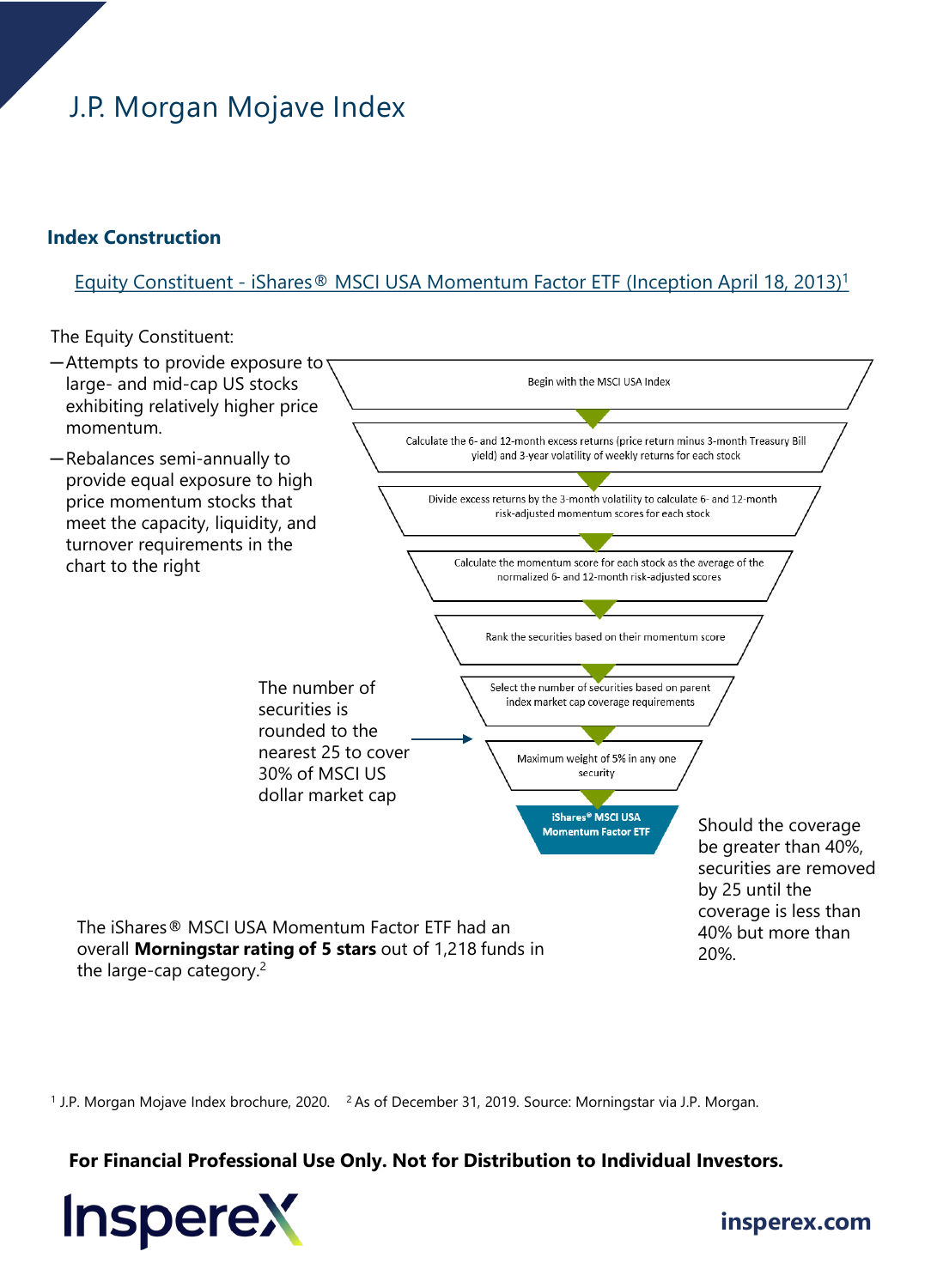# J.P. Morgan Mojave Index

## Index Construction

Equity Constituent - iShares® MSCI USA Momentum Factor ETF (Inception April 18, 2013)[1]

The Equity Constituent:

- Attempts to provide exposure to large- and mid-cap US stocks exhibiting relatively higher price momentum.
- Rebalances semi-annually to provide equal exposure to high price momentum stocks that meet the capacity, liquidity, and turnover requirements in the chart to the right

Begin with the MSCI USA Index

Calculate the 6- and 12-month excess returns (price return minus 3-month Treasury Bill yield) and 3-year volatility of weekly returns for each stock

Divide excess returns by the 3-month volatility to calculate 6- and 12-month risk-adjusted momentum scores for each stock

Calculate the momentum score for each stock as the average of the normalized 6- and 12-month risk-adjusted scores

Rank the securities based on their momentum score

Select the number of securities based on parent index market cap coverage requirements

Maximum weight of 5% in any one security

iShares® MSCI USA Momentum Factor ETF

The number of securities is rounded to the nearest 25 to cover 30% of MSCI US dollar market cap

Should the coverage be greater than 40%, securities are removed by 25 until the coverage is less than 40% but more than 20%.

The iShares® MSCI USA Momentum Factor ETF had an overall **Morningstar rating of 5 stars** out of 1,218 funds in the large-cap category.[2]

[1] J.P. Morgan Mojave Index brochure, 2020. [2] As of December 31, 2019. Source: Morningstar via J.P. Morgan.

**For Financial Professional Use Only. Not for Distribution to Individual Investors.**

InspereX

insperex.com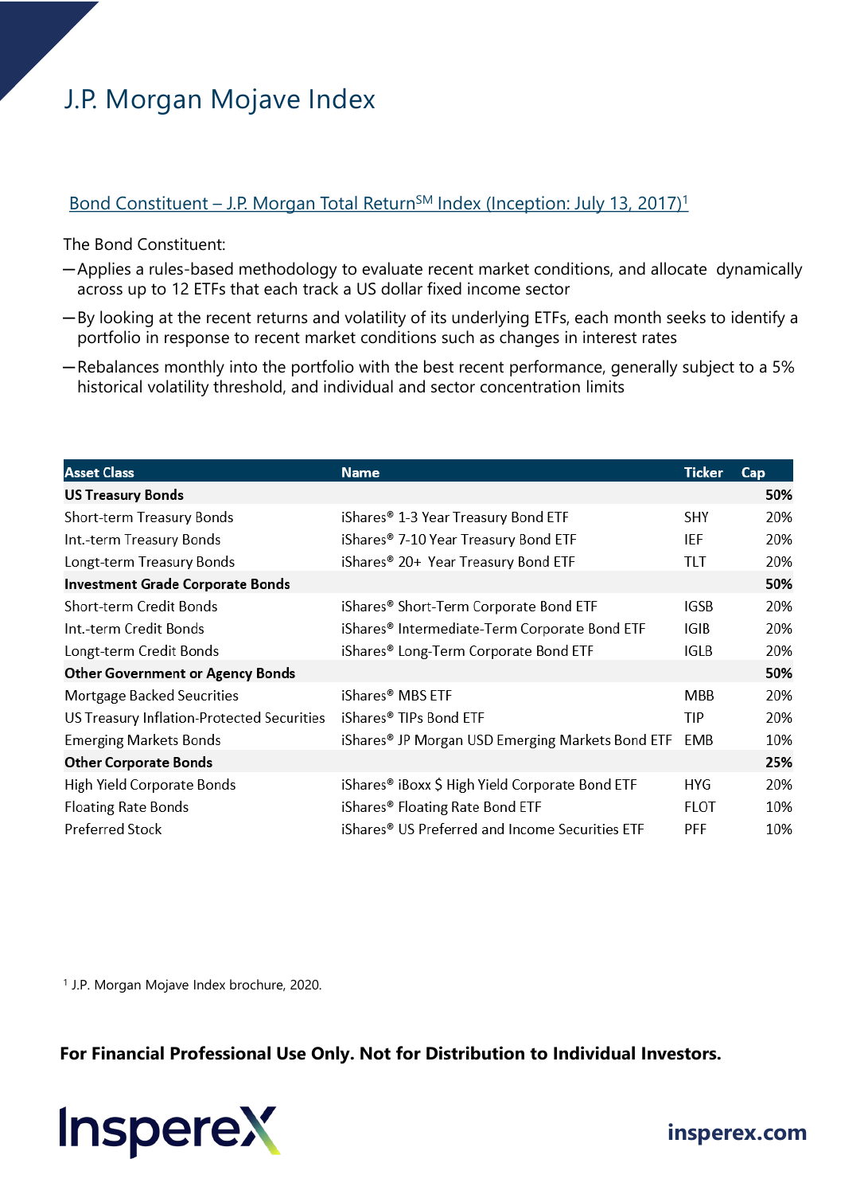# J.P. Morgan Mojave Index

## Bond Constituent – J.P. Morgan Total Return℠ Index (Inception: July 13, 2017)[1]

The Bond Constituent:

- Applies a rules-based methodology to evaluate recent market conditions, and allocate dynamically across up to 12 ETFs that each track a US dollar fixed income sector
- By looking at the recent returns and volatility of its underlying ETFs, each month seeks to identify a portfolio in response to recent market conditions such as changes in interest rates
- Rebalances monthly into the portfolio with the best recent performance, generally subject to a 5% historical volatility threshold, and individual and sector concentration limits

| Asset Class | Name | Ticker | Cap |
|---|---|---|---|
| **US Treasury Bonds** | | | **50%** |
| Short-term Treasury Bonds | iShares® 1-3 Year Treasury Bond ETF | SHY | 20% |
| Int.-term Treasury Bonds | iShares® 7-10 Year Treasury Bond ETF | IEF | 20% |
| Longt-term Treasury Bonds | iShares® 20+ Year Treasury Bond ETF | TLT | 20% |
| **Investment Grade Corporate Bonds** | | | **50%** |
| Short-term Credit Bonds | iShares® Short-Term Corporate Bond ETF | IGSB | 20% |
| Int.-term Credit Bonds | iShares® Intermediate-Term Corporate Bond ETF | IGIB | 20% |
| Longt-term Credit Bonds | iShares® Long-Term Corporate Bond ETF | IGLB | 20% |
| **Other Government or Agency Bonds** | | | **50%** |
| Mortgage Backed Secruities | iShares® MBS ETF | MBB | 20% |
| US Treasury Inflation-Protected Securities | iShares® TIPs Bond ETF | TIP | 20% |
| Emerging Markets Bonds | iShares® JP Morgan USD Emerging Markets Bond ETF | EMB | 10% |
| **Other Corporate Bonds** | | | **25%** |
| High Yield Corporate Bonds | iShares® iBoxx $ High Yield Corporate Bond ETF | HYG | 20% |
| Floating Rate Bonds | iShares® Floating Rate Bond ETF | FLOT | 10% |
| Preferred Stock | iShares® US Preferred and Income Securities ETF | PFF | 10% |

[1] J.P. Morgan Mojave Index brochure, 2020.

**For Financial Professional Use Only. Not for Distribution to Individual Investors.**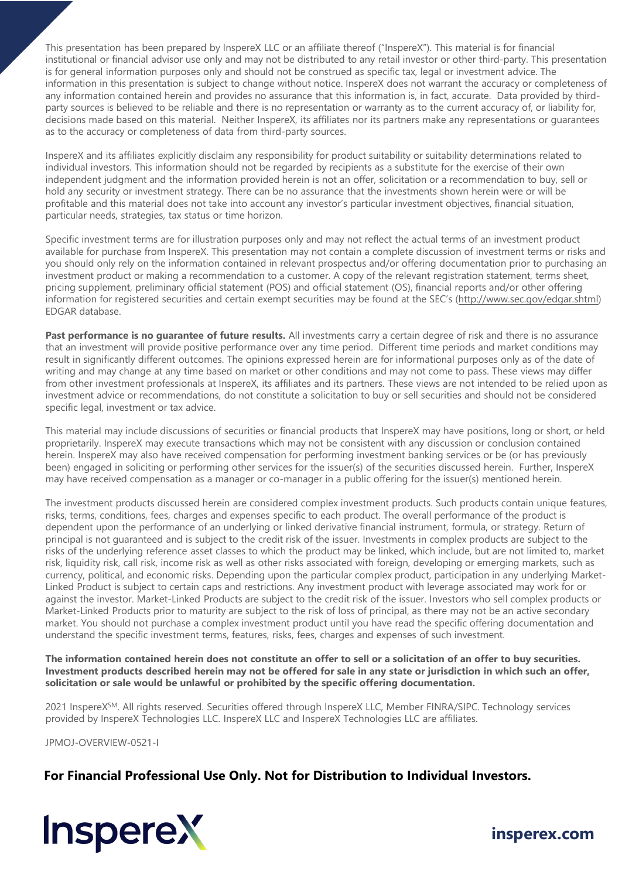This presentation has been prepared by InspereX LLC or an affiliate thereof ("InspereX"). This material is for financial institutional or financial advisor use only and may not be distributed to any retail investor or other third-party. This presentation is for general information purposes only and should not be construed as specific tax, legal or investment advice. The information in this presentation is subject to change without notice. InspereX does not warrant the accuracy or completeness of any information contained herein and provides no assurance that this information is, in fact, accurate. Data provided by third-party sources is believed to be reliable and there is no representation or warranty as to the current accuracy of, or liability for, decisions made based on this material. Neither InspereX, its affiliates nor its partners make any representations or guarantees as to the accuracy or completeness of data from third-party sources.

InspereX and its affiliates explicitly disclaim any responsibility for product suitability or suitability determinations related to individual investors. This information should not be regarded by recipients as a substitute for the exercise of their own independent judgment and the information provided herein is not an offer, solicitation or a recommendation to buy, sell or hold any security or investment strategy. There can be no assurance that the investments shown herein were or will be profitable and this material does not take into account any investor's particular investment objectives, financial situation, particular needs, strategies, tax status or time horizon.

Specific investment terms are for illustration purposes only and may not reflect the actual terms of an investment product available for purchase from InspereX. This presentation may not contain a complete discussion of investment terms or risks and you should only rely on the information contained in relevant prospectus and/or offering documentation prior to purchasing an investment product or making a recommendation to a customer. A copy of the relevant registration statement, terms sheet, pricing supplement, preliminary official statement (POS) and official statement (OS), financial reports and/or other offering information for registered securities and certain exempt securities may be found at the SEC's (http://www.sec.gov/edgar.shtml) EDGAR database.

**Past performance is no guarantee of future results.** All investments carry a certain degree of risk and there is no assurance that an investment will provide positive performance over any time period. Different time periods and market conditions may result in significantly different outcomes. The opinions expressed herein are for informational purposes only as of the date of writing and may change at any time based on market or other conditions and may not come to pass. These views may differ from other investment professionals at InspereX, its affiliates and its partners. These views are not intended to be relied upon as investment advice or recommendations, do not constitute a solicitation to buy or sell securities and should not be considered specific legal, investment or tax advice.

This material may include discussions of securities or financial products that InspereX may have positions, long or short, or held proprietarily. InspereX may execute transactions which may not be consistent with any discussion or conclusion contained herein. InspereX may also have received compensation for performing investment banking services or be (or has previously been) engaged in soliciting or performing other services for the issuer(s) of the securities discussed herein. Further, InspereX may have received compensation as a manager or co-manager in a public offering for the issuer(s) mentioned herein.

The investment products discussed herein are considered complex investment products. Such products contain unique features, risks, terms, conditions, fees, charges and expenses specific to each product. The overall performance of the product is dependent upon the performance of an underlying or linked derivative financial instrument, formula, or strategy. Return of principal is not guaranteed and is subject to the credit risk of the issuer. Investments in complex products are subject to the risks of the underlying reference asset classes to which the product may be linked, which include, but are not limited to, market risk, liquidity risk, call risk, income risk as well as other risks associated with foreign, developing or emerging markets, such as currency, political, and economic risks. Depending upon the particular complex product, participation in any underlying Market-Linked Product is subject to certain caps and restrictions. Any investment product with leverage associated may work for or against the investor. Market-Linked Products are subject to the credit risk of the issuer. Investors who sell complex products or Market-Linked Products prior to maturity are subject to the risk of loss of principal, as there may not be an active secondary market. You should not purchase a complex investment product until you have read the specific offering documentation and understand the specific investment terms, features, risks, fees, charges and expenses of such investment.

**The information contained herein does not constitute an offer to sell or a solicitation of an offer to buy securities. Investment products described herein may not be offered for sale in any state or jurisdiction in which such an offer, solicitation or sale would be unlawful or prohibited by the specific offering documentation.**

2021 InspereX[SM]. All rights reserved. Securities offered through InspereX LLC, Member FINRA/SIPC. Technology services provided by InspereX Technologies LLC. InspereX LLC and InspereX Technologies LLC are affiliates.

JPMOJ-OVERVIEW-0521-I

**For Financial Professional Use Only. Not for Distribution to Individual Investors.**

InspereX

**insperex.com**